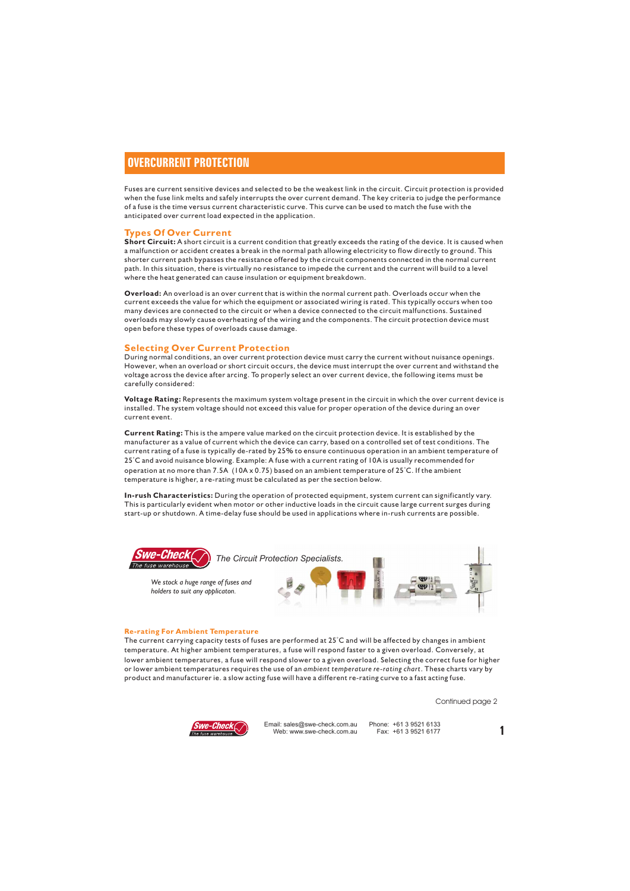# OVERCURRENT PROTECTION

Fuses are current sensitive devices and selected to be the weakest link in the circuit. Circuit protection is provided when the fuse link melts and safely interrupts the over current demand. The key criteria to judge the performance of a fuse is the time versus current characteristic curve. This curve can be used to match the fuse with the anticipated over current load expected in the application.

## Types Of Over Current

**Short Circuit:** A short circuit is a current condition that greatly exceeds the rating of the device. It is caused when a malfunction or accident creates a break in the normal path allowing electricity to flow directly to ground. This shorter current path bypasses the resistance offered by the circuit components connected in the normal current path. In this situation, there is virtually no resistance to impede the current and the current will build to a level where the heat generated can cause insulation or equipment breakdown.

**Overload:** An overload is an over current that is within the normal current path. Overloads occur when the current exceeds the value for which the equipment or associated wiring is rated. This typically occurs when too many devices are connected to the circuit or when a device connected to the circuit malfunctions. Sustained overloads may slowly cause overheating of the wiring and the components. The circuit protection device must open before these types of overloads cause damage.

## Selecting Over Current Protection

During normal conditions, an over current protection device must carry the current without nuisance openings. However, when an overload or short circuit occurs, the device must interrupt the over current and withstand the voltage across the device after arcing. To properly select an over current device, the following items must be carefully considered:

**Voltage Rating:** Represents the maximum system voltage present in the circuit in which the over current device is installed. The system voltage should not exceed this value for proper operation of the device during an over current event.

**Current Rating:** This is the ampere value marked on the circuit protection device. It is established by the manufacturer as a value of current which the device can carry, based on a controlled set of test conditions. The current rating of a fuse is typically de-rated by 25% to ensure continuous operation in an ambient temperature of 25˚C and avoid nuisance blowing. Example: A fuse with a current rating of 10A is usually recommended for operation at no more than 7.5A (10A x 0.75) based on an ambient temperature of 25˚C. If the ambient temperature is higher, a re-rating must be calculated as per the section below.

**In-rush Characteristics:** During the operation of protected equipment, system current can significantly vary. This is particularly evident when motor or other inductive loads in the circuit cause large current surges during start-up or shutdown. A time-delay fuse should be used in applications where in-rush currents are possible.

Swe-Check – The fuse warehouse. *The Circuit Protection Specialists.*

*We stock a huge range of fuses and holders to suit any applicaton.*

### Re-rating For Ambient Temperature

The current carrying capacity tests of fuses are performed at 25˚C and will be affected by changes in ambient temperature. At higher ambient temperatures, a fuse will respond faster to a given overload. Conversely, at lower ambient temperatures, a fuse will respond slower to a given overload. Selecting the correct fuse for higher or lower ambient temperatures requires the use of an *ambient temperature re-rating chart*. These charts vary by product and manufacturer ie. a slow acting fuse will have a different re-rating curve to a fast acting fuse.

Continued page 2

Email: sales@swe-check.com.au Web: www.swe-check.com.au Phone: +61 3 9521 6133 Fax: +61 3 9521 6177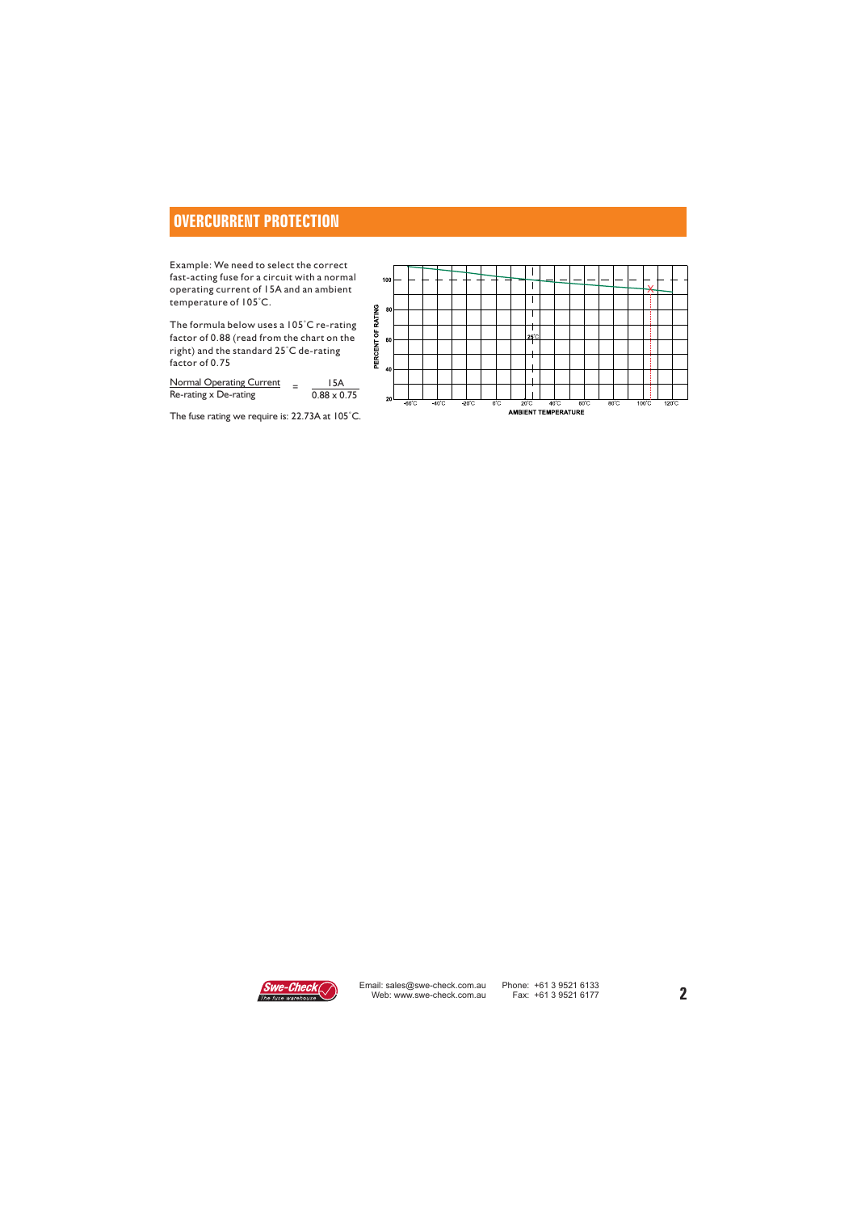## OVERCURRENT PROTECTION

Example: We need to select the correct fast-acting fuse for a circuit with a normal operating current of 15A and an ambient temperature of 105˚C.

The formula below uses a 105˚C re-rating factor of 0.88 (read from the chart on the right) and the standard 25˚C de-rating factor of 0.75

$$\frac{\text{Normal Operating Current}}{\text{Re-rating x De-rating}} = \frac{15A}{0.88 \times 0.75}$$

The fuse rating we require is: 22.73A at 105˚C.

PERCENT OF RATING

100
80
60
40
20

25˚C

-60˚C
-40˚C
-20˚C
0˚C
20˚C
40˚C
60˚C
80˚C
100˚C
120˚C

AMBIENT TEMPERATURE